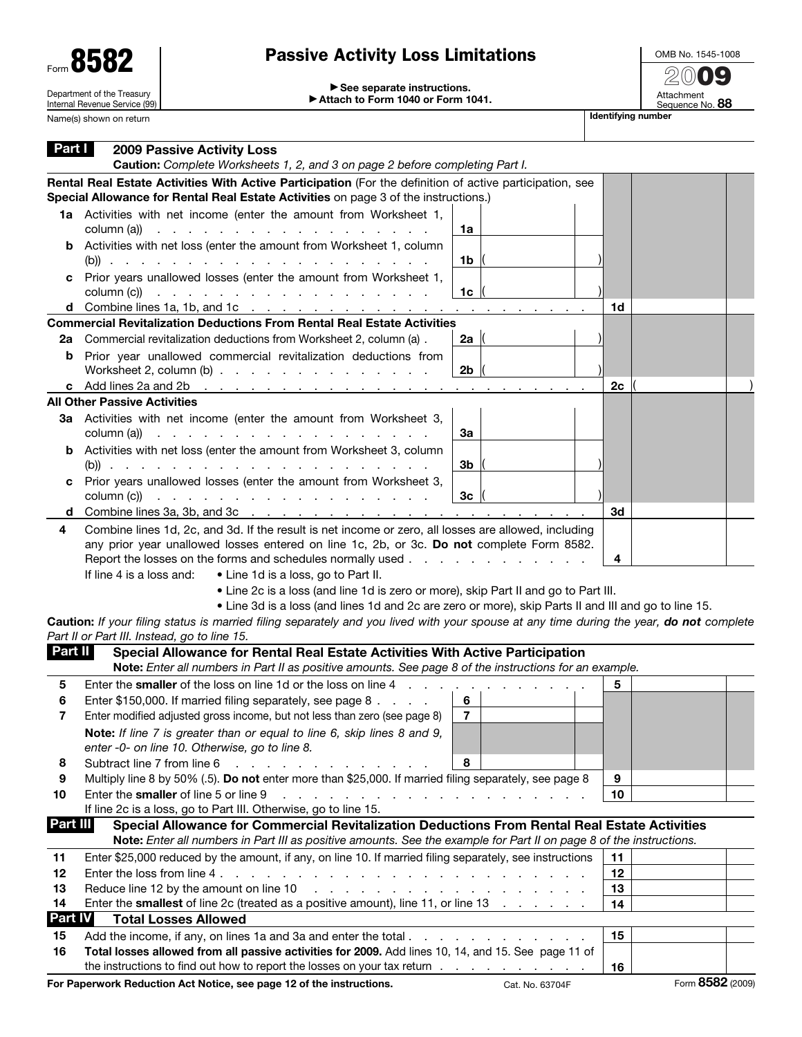Form **8582**

Department of the Treasury
Internal Revenue Service (99)

# Passive Activity Loss Limitations

▶ See separate instructions.
▶ Attach to Form 1040 or Form 1041.

OMB No. 1545-1008

2009

Attachment Sequence No. 88

Name(s) shown on return

Identifying number

## Part I 2009 Passive Activity Loss

**Caution:** *Complete Worksheets 1, 2, and 3 on page 2 before completing Part I.*

**Rental Real Estate Activities With Active Participation** (For the definition of active participation, see **Special Allowance for Rental Real Estate Activities** on page 3 of the instructions.)

| | | | | | |
|---|---|---|---|---|---|
| **1a** | Activities with net income (enter the amount from Worksheet 1, column (a)) | 1a | | | |
| **b** | Activities with net loss (enter the amount from Worksheet 1, column (b)) | 1b | ( ) | | |
| **c** | Prior years unallowed losses (enter the amount from Worksheet 1, column (c)) | 1c | ( ) | | |
| **d** | Combine lines 1a, 1b, and 1c | | | 1d | |

**Commercial Revitalization Deductions From Rental Real Estate Activities**

| | | | | | |
|---|---|---|---|---|---|
| **2a** | Commercial revitalization deductions from Worksheet 2, column (a) | 2a | ( ) | | |
| **b** | Prior year unallowed commercial revitalization deductions from Worksheet 2, column (b) | 2b | ( ) | | |
| **c** | Add lines 2a and 2b | | | 2c | ( ) |

**All Other Passive Activities**

| | | | | | |
|---|---|---|---|---|---|
| **3a** | Activities with net income (enter the amount from Worksheet 3, column (a)) | 3a | | | |
| **b** | Activities with net loss (enter the amount from Worksheet 3, column (b)) | 3b | ( ) | | |
| **c** | Prior years unallowed losses (enter the amount from Worksheet 3, column (c)) | 3c | ( ) | | |
| **d** | Combine lines 3a, 3b, and 3c | | | 3d | |
| **4** | Combine lines 1d, 2c, and 3d. If the result is net income or zero, all losses are allowed, including any prior year unallowed losses entered on line 1c, 2b, or 3c. **Do not** complete Form 8582. Report the losses on the forms and schedules normally used | | | 4 | |

If line 4 is a loss and:
- Line 1d is a loss, go to Part II.
- Line 2c is a loss (and line 1d is zero or more), skip Part II and go to Part III.
- Line 3d is a loss (and lines 1d and 2c are zero or more), skip Parts II and III and go to line 15.

**Caution:** *If your filing status is married filing separately and you lived with your spouse at any time during the year,* ***do not*** *complete Part II or Part III. Instead, go to line 15.*

## Part II Special Allowance for Rental Real Estate Activities With Active Participation

**Note:** *Enter all numbers in Part II as positive amounts. See page 8 of the instructions for an example.*

| | | | | | |
|---|---|---|---|---|---|
| **5** | Enter the **smaller** of the loss on line 1d or the loss on line 4 | | | 5 | |
| **6** | Enter $150,000. If married filing separately, see page 8 | 6 | | | |
| **7** | Enter modified adjusted gross income, but not less than zero (see page 8) | 7 | | | |
| | **Note:** *If line 7 is greater than or equal to line 6, skip lines 8 and 9, enter -0- on line 10. Otherwise, go to line 8.* | | | | |
| **8** | Subtract line 7 from line 6 | 8 | | | |
| **9** | Multiply line 8 by 50% (.5). **Do not** enter more than $25,000. If married filing separately, see page 8 | | | 9 | |
| **10** | Enter the **smaller** of line 5 or line 9 | | | 10 | |

If line 2c is a loss, go to Part III. Otherwise, go to line 15.

## Part III Special Allowance for Commercial Revitalization Deductions From Rental Real Estate Activities

**Note:** *Enter all numbers in Part III as positive amounts. See the example for Part II on page 8 of the instructions.*

| | | | |
|---|---|---|---|
| **11** | Enter $25,000 reduced by the amount, if any, on line 10. If married filing separately, see instructions | 11 | |
| **12** | Enter the loss from line 4 | 12 | |
| **13** | Reduce line 12 by the amount on line 10 | 13 | |
| **14** | Enter the **smallest** of line 2c (treated as a positive amount), line 11, or line 13 | 14 | |

## Part IV Total Losses Allowed

| | | | |
|---|---|---|---|
| **15** | Add the income, if any, on lines 1a and 3a and enter the total | 15 | |
| **16** | **Total losses allowed from all passive activities for 2009.** Add lines 10, 14, and 15. See page 11 of the instructions to find out how to report the losses on your tax return | 16 | |

**For Paperwork Reduction Act Notice, see page 12 of the instructions.** Cat. No. 63704F Form **8582** (2009)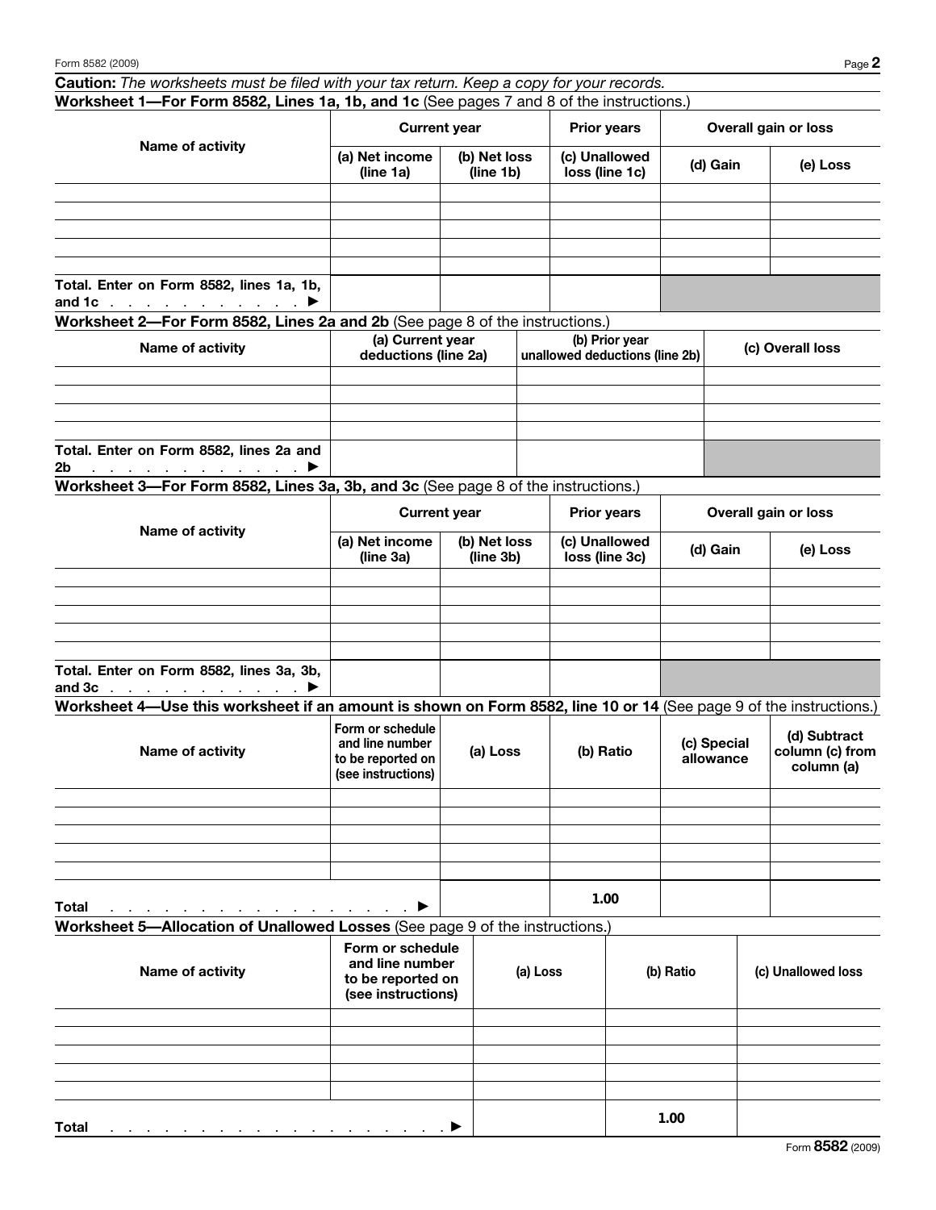**Caution:** *The worksheets must be filed with your tax return. Keep a copy for your records.*

**Worksheet 1—For Form 8582, Lines 1a, 1b, and 1c** (See pages 7 and 8 of the instructions.)

| Name of activity | Current year | | Prior years | Overall gain or loss | |
|---|---|---|---|---|---|
| | (a) Net income (line 1a) | (b) Net loss (line 1b) | (c) Unallowed loss (line 1c) | (d) Gain | (e) Loss |
| | | | | | |
| | | | | | |
| | | | | | |
| | | | | | |
| | | | | | |
| **Total. Enter on Form 8582, lines 1a, 1b, and 1c** ▶ | | | | | |

**Worksheet 2—For Form 8582, Lines 2a and 2b** (See page 8 of the instructions.)

| Name of activity | (a) Current year deductions (line 2a) | (b) Prior year unallowed deductions (line 2b) | (c) Overall loss |
|---|---|---|---|
| | | | |
| | | | |
| | | | |
| | | | |
| **Total. Enter on Form 8582, lines 2a and 2b** ▶ | | | |

**Worksheet 3—For Form 8582, Lines 3a, 3b, and 3c** (See page 8 of the instructions.)

| Name of activity | Current year | | Prior years | Overall gain or loss | |
|---|---|---|---|---|---|
| | (a) Net income (line 3a) | (b) Net loss (line 3b) | (c) Unallowed loss (line 3c) | (d) Gain | (e) Loss |
| | | | | | |
| | | | | | |
| | | | | | |
| | | | | | |
| | | | | | |
| **Total. Enter on Form 8582, lines 3a, 3b, and 3c** ▶ | | | | | |

**Worksheet 4—Use this worksheet if an amount is shown on Form 8582, line 10 or 14** (See page 9 of the instructions.)

| Name of activity | Form or schedule and line number to be reported on (see instructions) | (a) Loss | (b) Ratio | (c) Special allowance | (d) Subtract column (c) from column (a) |
|---|---|---|---|---|---|
| | | | | | |
| | | | | | |
| | | | | | |
| | | | | | |
| | | | | | |
| **Total** ▶ | | | 1.00 | | |

**Worksheet 5—Allocation of Unallowed Losses** (See page 9 of the instructions.)

| Name of activity | Form or schedule and line number to be reported on (see instructions) | (a) Loss | (b) Ratio | (c) Unallowed loss |
|---|---|---|---|---|
| | | | | |
| | | | | |
| | | | | |
| | | | | |
| | | | | |
| **Total** ▶ | | | 1.00 | |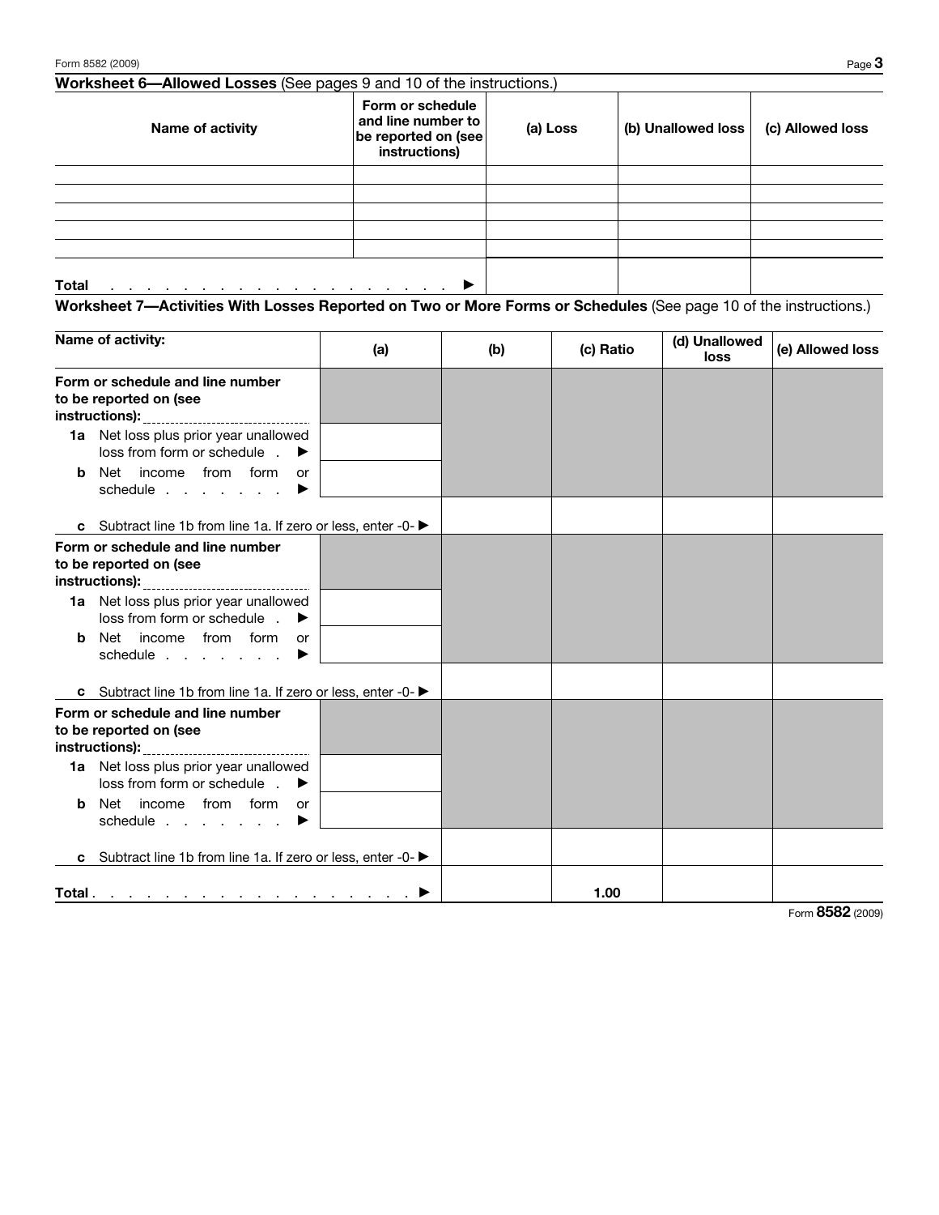**Worksheet 6—Allowed Losses** (See pages 9 and 10 of the instructions.)

| Name of activity | Form or schedule and line number to be reported on (see instructions) | (a) Loss | (b) Unallowed loss | (c) Allowed loss |
|---|---|---|---|---|
| | | | | |
| | | | | |
| | | | | |
| | | | | |
| | | | | |
| **Total** . . . . . . . . . . . . . . . . . . . . . . ▶ | | | | |

**Worksheet 7—Activities With Losses Reported on Two or More Forms or Schedules** (See page 10 of the instructions.)

| Name of activity: | (a) | (b) | (c) Ratio | (d) Unallowed loss | (e) Allowed loss |
|---|---|---|---|---|---|
| **Form or schedule and line number to be reported on (see instructions):** ______________ | | | | | |
| **1a** Net loss plus prior year unallowed loss from form or schedule . ▶ | | | | | |
| **b** Net income from form or schedule . . . . . . . ▶ | | | | | |
| **c** Subtract line 1b from line 1a. If zero or less, enter -0- ▶ | | | | | |
| **Form or schedule and line number to be reported on (see instructions):** ______________ | | | | | |
| **1a** Net loss plus prior year unallowed loss from form or schedule . ▶ | | | | | |
| **b** Net income from form or schedule . . . . . . . ▶ | | | | | |
| **c** Subtract line 1b from line 1a. If zero or less, enter -0- ▶ | | | | | |
| **Form or schedule and line number to be reported on (see instructions):** ______________ | | | | | |
| **1a** Net loss plus prior year unallowed loss from form or schedule . ▶ | | | | | |
| **b** Net income from form or schedule . . . . . . . ▶ | | | | | |
| **c** Subtract line 1b from line 1a. If zero or less, enter -0- ▶ | | | | | |
| **Total** . . . . . . . . . . . . . . . . . . . . ▶ | | | 1.00 | | |

Form **8582** (2009)